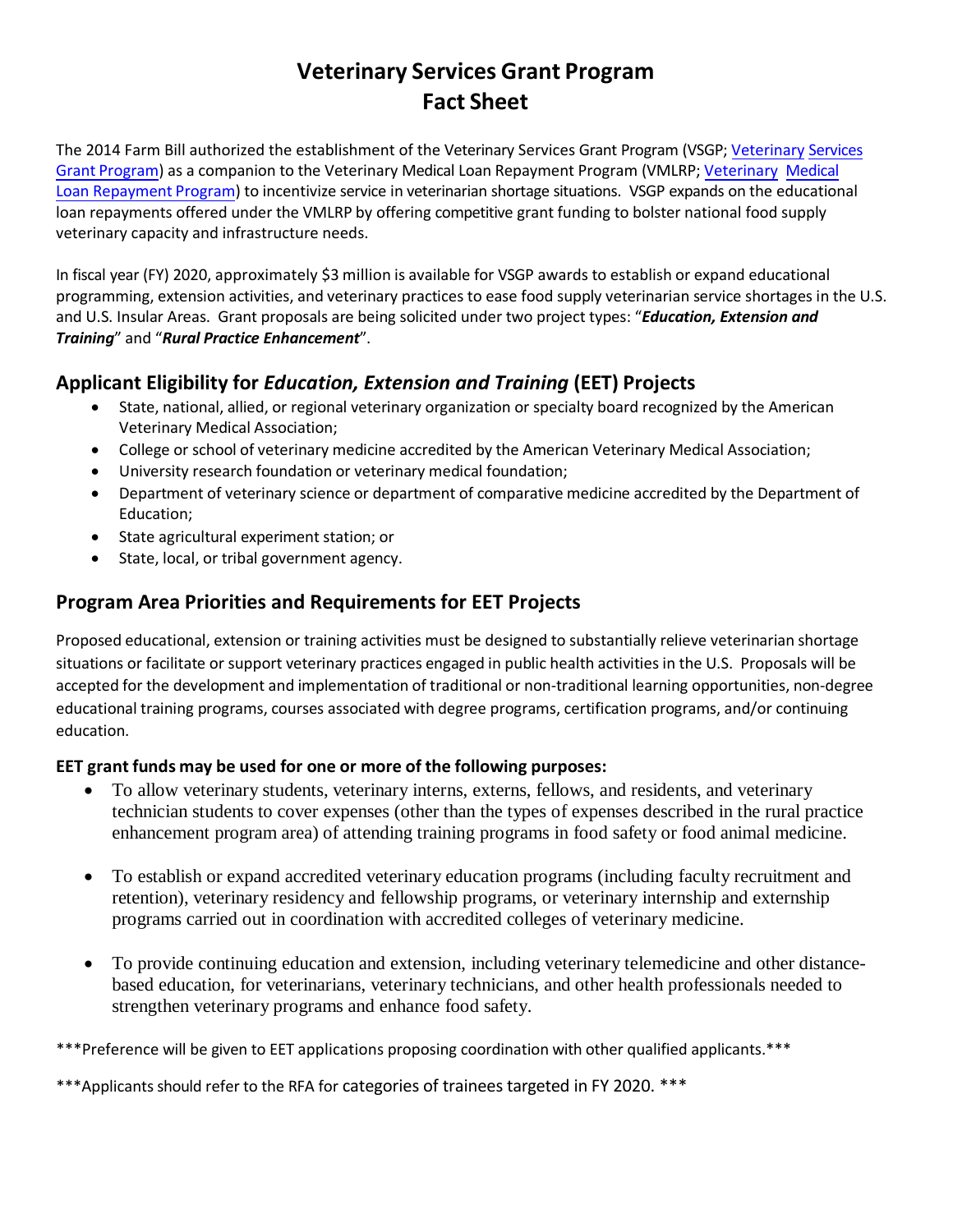# Veterinary Services Grant Program
# Fact Sheet

The 2014 Farm Bill authorized the establishment of the Veterinary Services Grant Program (VSGP; [Veterinary Services Grant Program]) as a companion to the Veterinary Medical Loan Repayment Program (VMLRP; [Veterinary Medical Loan Repayment Program]) to incentivize service in veterinarian shortage situations. VSGP expands on the educational loan repayments offered under the VMLRP by offering competitive grant funding to bolster national food supply veterinary capacity and infrastructure needs.

In fiscal year (FY) 2020, approximately $3 million is available for VSGP awards to establish or expand educational programming, extension activities, and veterinary practices to ease food supply veterinarian service shortages in the U.S. and U.S. Insular Areas. Grant proposals are being solicited under two project types: "***Education, Extension and Training***" and "***Rural Practice Enhancement***".

## Applicant Eligibility for *Education, Extension and Training* (EET) Projects

- State, national, allied, or regional veterinary organization or specialty board recognized by the American Veterinary Medical Association;
- College or school of veterinary medicine accredited by the American Veterinary Medical Association;
- University research foundation or veterinary medical foundation;
- Department of veterinary science or department of comparative medicine accredited by the Department of Education;
- State agricultural experiment station; or
- State, local, or tribal government agency.

## Program Area Priorities and Requirements for EET Projects

Proposed educational, extension or training activities must be designed to substantially relieve veterinarian shortage situations or facilitate or support veterinary practices engaged in public health activities in the U.S. Proposals will be accepted for the development and implementation of traditional or non-traditional learning opportunities, non-degree educational training programs, courses associated with degree programs, certification programs, and/or continuing education.

**EET grant funds may be used for one or more of the following purposes:**

- To allow veterinary students, veterinary interns, externs, fellows, and residents, and veterinary technician students to cover expenses (other than the types of expenses described in the rural practice enhancement program area) of attending training programs in food safety or food animal medicine.
- To establish or expand accredited veterinary education programs (including faculty recruitment and retention), veterinary residency and fellowship programs, or veterinary internship and externship programs carried out in coordination with accredited colleges of veterinary medicine.
- To provide continuing education and extension, including veterinary telemedicine and other distance-based education, for veterinarians, veterinary technicians, and other health professionals needed to strengthen veterinary programs and enhance food safety.

***Preference will be given to EET applications proposing coordination with other qualified applicants.***

***Applicants should refer to the RFA for categories of trainees targeted in FY 2020. ***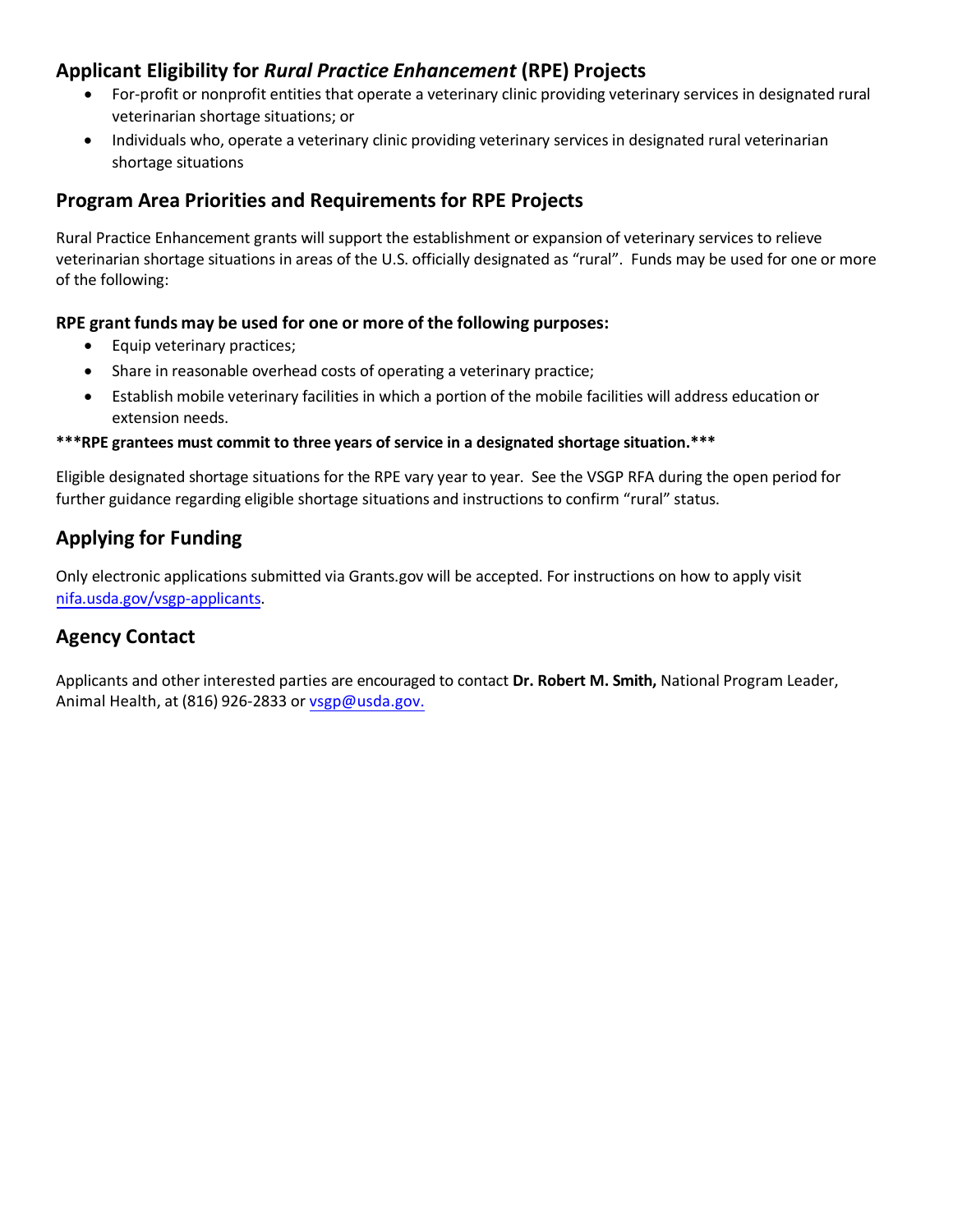## Applicant Eligibility for *Rural Practice Enhancement* (RPE) Projects

- For-profit or nonprofit entities that operate a veterinary clinic providing veterinary services in designated rural veterinarian shortage situations; or
- Individuals who, operate a veterinary clinic providing veterinary services in designated rural veterinarian shortage situations

## Program Area Priorities and Requirements for RPE Projects

Rural Practice Enhancement grants will support the establishment or expansion of veterinary services to relieve veterinarian shortage situations in areas of the U.S. officially designated as "rural". Funds may be used for one or more of the following:

**RPE grant funds may be used for one or more of the following purposes:**

- Equip veterinary practices;
- Share in reasonable overhead costs of operating a veterinary practice;
- Establish mobile veterinary facilities in which a portion of the mobile facilities will address education or extension needs.

**\*\*\*RPE grantees must commit to three years of service in a designated shortage situation.\*\*\***

Eligible designated shortage situations for the RPE vary year to year. See the VSGP RFA during the open period for further guidance regarding eligible shortage situations and instructions to confirm "rural" status.

## Applying for Funding

Only electronic applications submitted via Grants.gov will be accepted. For instructions on how to apply visit [nifa.usda.gov/vsgp-applicants](nifa.usda.gov/vsgp-applicants).

## Agency Contact

Applicants and other interested parties are encouraged to contact **Dr. Robert M. Smith,** National Program Leader, Animal Health, at (816) 926-2833 or [vsgp@usda.gov.](mailto:vsgp@usda.gov)